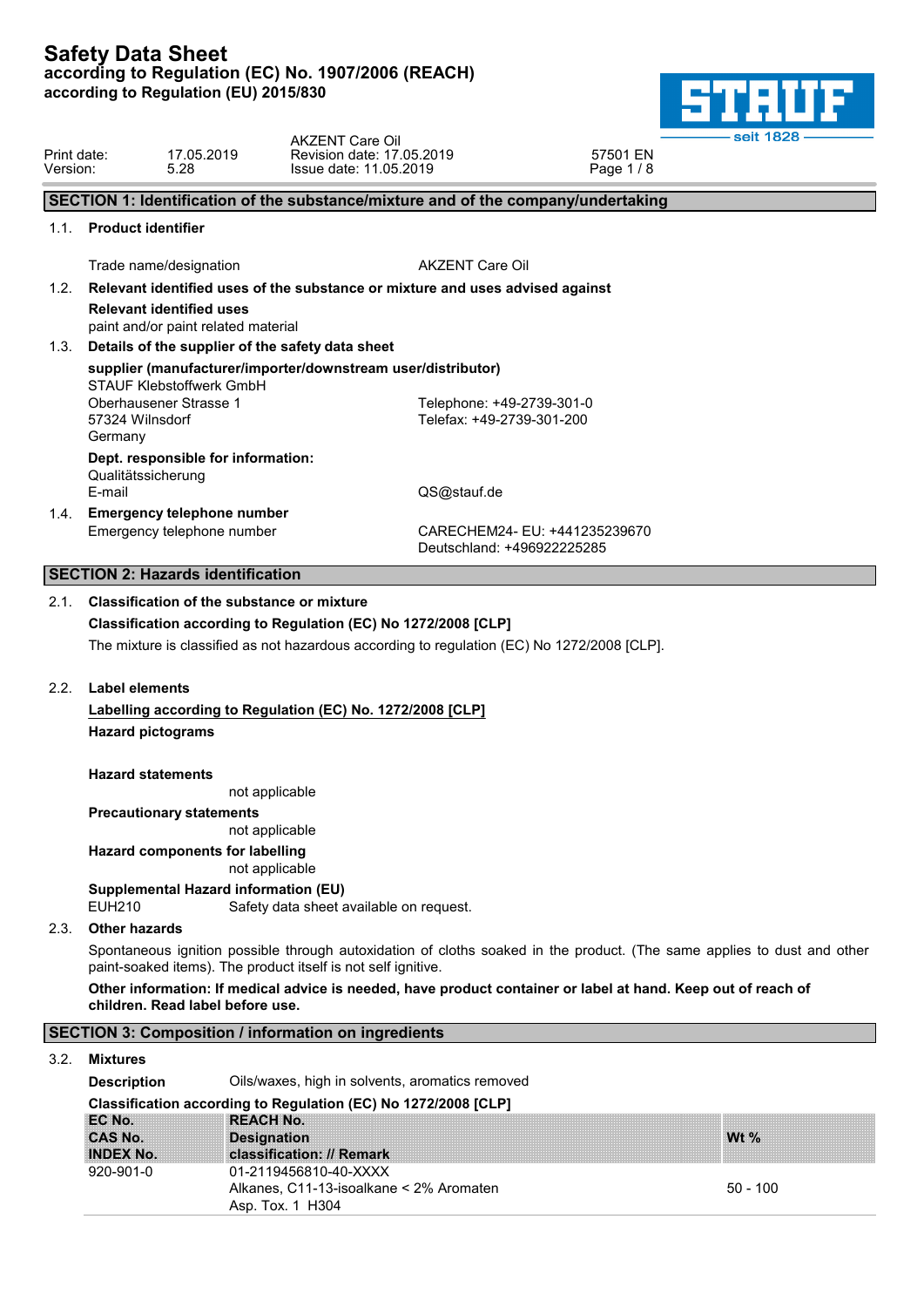# Safety Data Sheet
**according to Regulation (EC) No. 1907/2006 (REACH)**
**according to Regulation (EU) 2015/830**

| | | | |
|---|---|---|---|
| Print date: 17.05.2019 | AKZENT Care Oil | | |
| Version: 5.28 | Revision date: 17.05.2019 | 57501 EN | |
| | Issue date: 11.05.2019 | | |

## SECTION 1: Identification of the substance/mixture and of the company/undertaking

### 1.1. Product identifier

Trade name/designation: AKZENT Care Oil

### 1.2. Relevant identified uses of the substance or mixture and uses advised against

**Relevant identified uses**

paint and/or paint related material

### 1.3. Details of the supplier of the safety data sheet

**supplier (manufacturer/importer/downstream user/distributor)**

STAUF Klebstoffwerk GmbH
Oberhausener Strasse 1
57324 Wilnsdorf
Germany

Telephone: +49-2739-301-0
Telefax: +49-2739-301-200

**Dept. responsible for information:**

Qualitätssicherung
E-mail: QS@stauf.de

### 1.4. Emergency telephone number

Emergency telephone number: CARECHEM24- EU: +441235239670
Deutschland: +496922225285

## SECTION 2: Hazards identification

### 2.1. Classification of the substance or mixture

**Classification according to Regulation (EC) No 1272/2008 [CLP]**

The mixture is classified as not hazardous according to regulation (EC) No 1272/2008 [CLP].

### 2.2. Label elements

**Labelling according to Regulation (EC) No. 1272/2008 [CLP]**

**Hazard pictograms**

**Hazard statements**

not applicable

**Precautionary statements**

not applicable

**Hazard components for labelling**

not applicable

**Supplemental Hazard information (EU)**

EUH210 Safety data sheet available on request.

### 2.3. Other hazards

Spontaneous ignition possible through autoxidation of cloths soaked in the product. (The same applies to dust and other paint-soaked items). The product itself is not self ignitive.

**Other information: If medical advice is needed, have product container or label at hand. Keep out of reach of children. Read label before use.**

## SECTION 3: Composition / information on ingredients

### 3.2. Mixtures

**Description** Oils/waxes, high in solvents, aromatics removed

**Classification according to Regulation (EC) No 1272/2008 [CLP]**

| EC No. / CAS No. / INDEX No. | REACH No. / Designation / classification: // Remark | Wt % |
|---|---|---|
| 920-901-0 | 01-2119456810-40-XXXX<br>Alkanes, C11-13-isoalkane < 2% Aromaten<br>Asp. Tox. 1 H304 | 50 - 100 |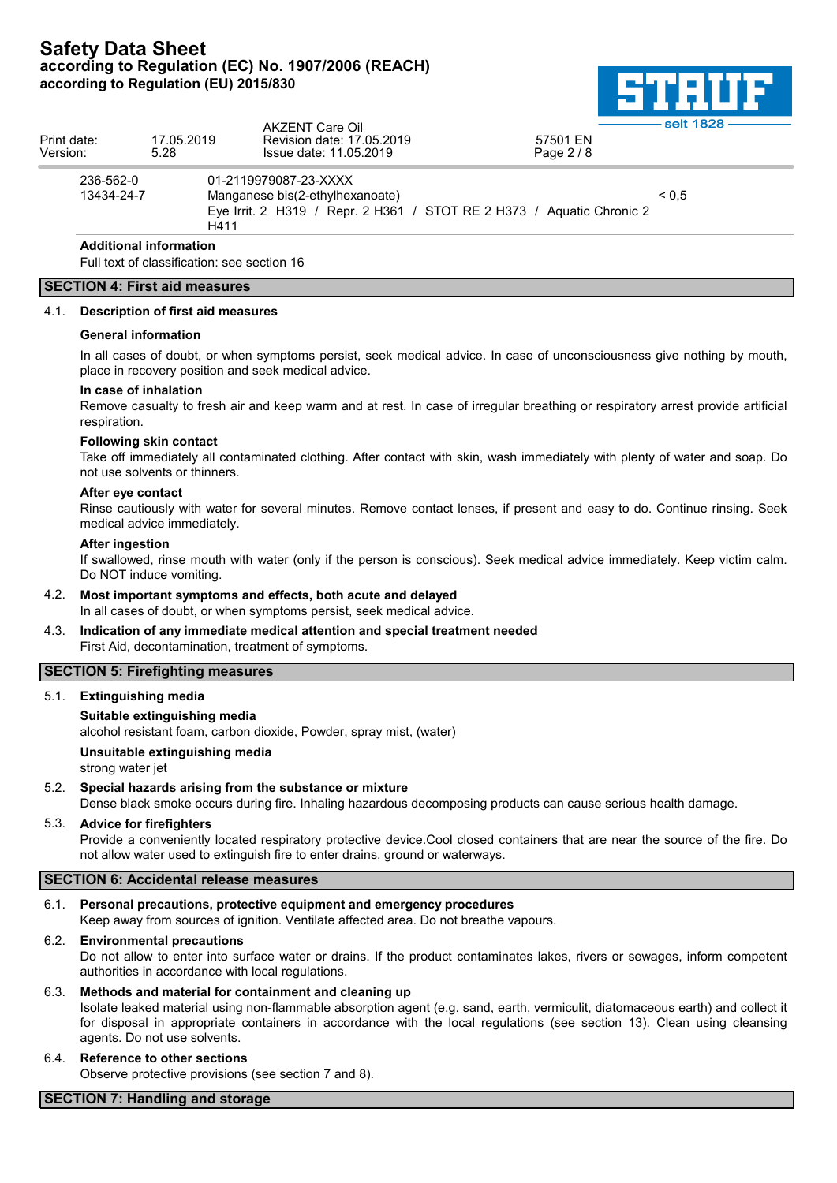| | | |
|---|---|---|
| 236-562-0 | 01-2119979087-23-XXXX | |
| 13434-24-7 | Manganese bis(2-ethylhexanoate) | < 0,5 |
| | Eye Irrit. 2 H319 / Repr. 2 H361 / STOT RE 2 H373 / Aquatic Chronic 2 H411 | |

**Additional information**

Full text of classification: see section 16

## SECTION 4: First aid measures

### 4.1. Description of first aid measures

**General information**

In all cases of doubt, or when symptoms persist, seek medical advice. In case of unconsciousness give nothing by mouth, place in recovery position and seek medical advice.

**In case of inhalation**

Remove casualty to fresh air and keep warm and at rest. In case of irregular breathing or respiratory arrest provide artificial respiration.

**Following skin contact**

Take off immediately all contaminated clothing. After contact with skin, wash immediately with plenty of water and soap. Do not use solvents or thinners.

**After eye contact**

Rinse cautiously with water for several minutes. Remove contact lenses, if present and easy to do. Continue rinsing. Seek medical advice immediately.

**After ingestion**

If swallowed, rinse mouth with water (only if the person is conscious). Seek medical advice immediately. Keep victim calm. Do NOT induce vomiting.

### 4.2. Most important symptoms and effects, both acute and delayed

In all cases of doubt, or when symptoms persist, seek medical advice.

### 4.3. Indication of any immediate medical attention and special treatment needed

First Aid, decontamination, treatment of symptoms.

## SECTION 5: Firefighting measures

### 5.1. Extinguishing media

**Suitable extinguishing media**

alcohol resistant foam, carbon dioxide, Powder, spray mist, (water)

**Unsuitable extinguishing media**

strong water jet

### 5.2. Special hazards arising from the substance or mixture

Dense black smoke occurs during fire. Inhaling hazardous decomposing products can cause serious health damage.

### 5.3. Advice for firefighters

Provide a conveniently located respiratory protective device.Cool closed containers that are near the source of the fire. Do not allow water used to extinguish fire to enter drains, ground or waterways.

## SECTION 6: Accidental release measures

### 6.1. Personal precautions, protective equipment and emergency procedures

Keep away from sources of ignition. Ventilate affected area. Do not breathe vapours.

### 6.2. Environmental precautions

Do not allow to enter into surface water or drains. If the product contaminates lakes, rivers or sewages, inform competent authorities in accordance with local regulations.

### 6.3. Methods and material for containment and cleaning up

Isolate leaked material using non-flammable absorption agent (e.g. sand, earth, vermiculit, diatomaceous earth) and collect it for disposal in appropriate containers in accordance with the local regulations (see section 13). Clean using cleansing agents. Do not use solvents.

### 6.4. Reference to other sections

Observe protective provisions (see section 7 and 8).

## SECTION 7: Handling and storage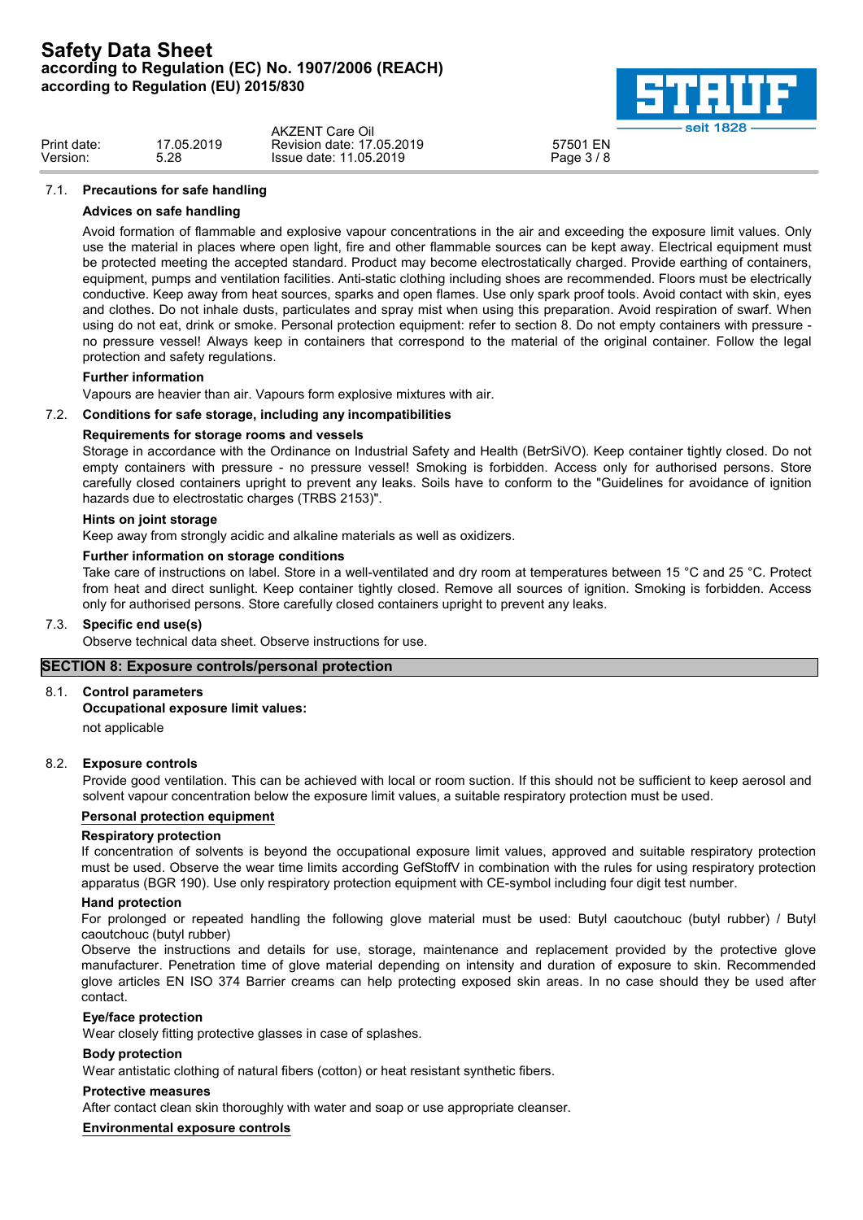### 7.1. Precautions for safe handling

**Advices on safe handling**

Avoid formation of flammable and explosive vapour concentrations in the air and exceeding the exposure limit values. Only use the material in places where open light, fire and other flammable sources can be kept away. Electrical equipment must be protected meeting the accepted standard. Product may become electrostatically charged. Provide earthing of containers, equipment, pumps and ventilation facilities. Anti-static clothing including shoes are recommended. Floors must be electrically conductive. Keep away from heat sources, sparks and open flames. Use only spark proof tools. Avoid contact with skin, eyes and clothes. Do not inhale dusts, particulates and spray mist when using this preparation. Avoid respiration of swarf. When using do not eat, drink or smoke. Personal protection equipment: refer to section 8. Do not empty containers with pressure - no pressure vessel! Always keep in containers that correspond to the material of the original container. Follow the legal protection and safety regulations.

**Further information**

Vapours are heavier than air. Vapours form explosive mixtures with air.

### 7.2. Conditions for safe storage, including any incompatibilities

**Requirements for storage rooms and vessels**

Storage in accordance with the Ordinance on Industrial Safety and Health (BetrSiVO). Keep container tightly closed. Do not empty containers with pressure - no pressure vessel! Smoking is forbidden. Access only for authorised persons. Store carefully closed containers upright to prevent any leaks. Soils have to conform to the "Guidelines for avoidance of ignition hazards due to electrostatic charges (TRBS 2153)".

**Hints on joint storage**

Keep away from strongly acidic and alkaline materials as well as oxidizers.

**Further information on storage conditions**

Take care of instructions on label. Store in a well-ventilated and dry room at temperatures between 15 °C and 25 °C. Protect from heat and direct sunlight. Keep container tightly closed. Remove all sources of ignition. Smoking is forbidden. Access only for authorised persons. Store carefully closed containers upright to prevent any leaks.

### 7.3. Specific end use(s)

Observe technical data sheet. Observe instructions for use.

## SECTION 8: Exposure controls/personal protection

### 8.1. Control parameters

**Occupational exposure limit values:**

not applicable

### 8.2. Exposure controls

Provide good ventilation. This can be achieved with local or room suction. If this should not be sufficient to keep aerosol and solvent vapour concentration below the exposure limit values, a suitable respiratory protection must be used.

**Personal protection equipment**

**Respiratory protection**

If concentration of solvents is beyond the occupational exposure limit values, approved and suitable respiratory protection must be used. Observe the wear time limits according GefStoffV in combination with the rules for using respiratory protection apparatus (BGR 190). Use only respiratory protection equipment with CE-symbol including four digit test number.

**Hand protection**

For prolonged or repeated handling the following glove material must be used: Butyl caoutchouc (butyl rubber) / Butyl caoutchouc (butyl rubber)

Observe the instructions and details for use, storage, maintenance and replacement provided by the protective glove manufacturer. Penetration time of glove material depending on intensity and duration of exposure to skin. Recommended glove articles EN ISO 374 Barrier creams can help protecting exposed skin areas. In no case should they be used after contact.

**Eye/face protection**

Wear closely fitting protective glasses in case of splashes.

**Body protection**

Wear antistatic clothing of natural fibers (cotton) or heat resistant synthetic fibers.

**Protective measures**

After contact clean skin thoroughly with water and soap or use appropriate cleanser.

**Environmental exposure controls**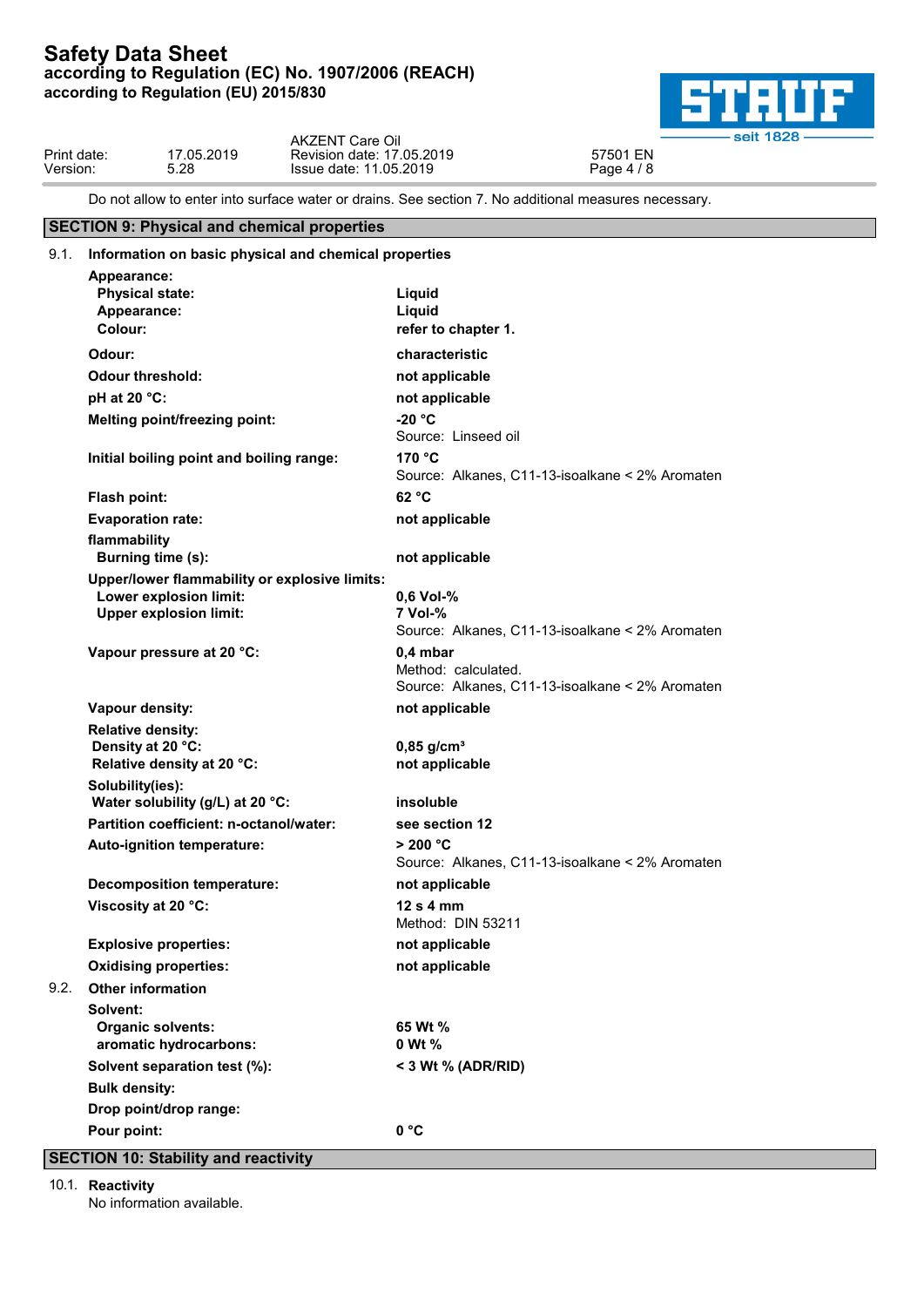Do not allow to enter into surface water or drains. See section 7. No additional measures necessary.

## SECTION 9: Physical and chemical properties

### 9.1. Information on basic physical and chemical properties

| Property | Value |
|---|---|
| **Appearance:** | |
| **Physical state:** | **Liquid** |
| **Appearance:** | **Liquid** |
| **Colour:** | **refer to chapter 1.** |
| **Odour:** | **characteristic** |
| **Odour threshold:** | **not applicable** |
| **pH at 20 °C:** | **not applicable** |
| **Melting point/freezing point:** | **-20 °C**<br>Source: Linseed oil |
| **Initial boiling point and boiling range:** | **170 °C**<br>Source: Alkanes, C11-13-isoalkane < 2% Aromaten |
| **Flash point:** | **62 °C** |
| **Evaporation rate:** | **not applicable** |
| **flammability** | |
| **Burning time (s):** | **not applicable** |
| **Upper/lower flammability or explosive limits:** | |
| **Lower explosion limit:** | **0,6 Vol-%** |
| **Upper explosion limit:** | **7 Vol-%**<br>Source: Alkanes, C11-13-isoalkane < 2% Aromaten |
| **Vapour pressure at 20 °C:** | **0,4 mbar**<br>Method: calculated.<br>Source: Alkanes, C11-13-isoalkane < 2% Aromaten |
| **Vapour density:** | **not applicable** |
| **Relative density:** | |
| **Density at 20 °C:** | **0,85 g/cm³** |
| **Relative density at 20 °C:** | **not applicable** |
| **Solubility(ies):** | |
| **Water solubility (g/L) at 20 °C:** | **insoluble** |
| **Partition coefficient: n-octanol/water:** | **see section 12** |
| **Auto-ignition temperature:** | **> 200 °C**<br>Source: Alkanes, C11-13-isoalkane < 2% Aromaten |
| **Decomposition temperature:** | **not applicable** |
| **Viscosity at 20 °C:** | **12 s 4 mm**<br>Method: DIN 53211 |
| **Explosive properties:** | **not applicable** |
| **Oxidising properties:** | **not applicable** |

### 9.2. Other information

| Property | Value |
|---|---|
| **Solvent:** | |
| **Organic solvents:** | **65 Wt %** |
| **aromatic hydrocarbons:** | **0 Wt %** |
| **Solvent separation test (%):** | **< 3 Wt % (ADR/RID)** |
| **Bulk density:** | |
| **Drop point/drop range:** | |
| **Pour point:** | **0 °C** |

## SECTION 10: Stability and reactivity

### 10.1. Reactivity

No information available.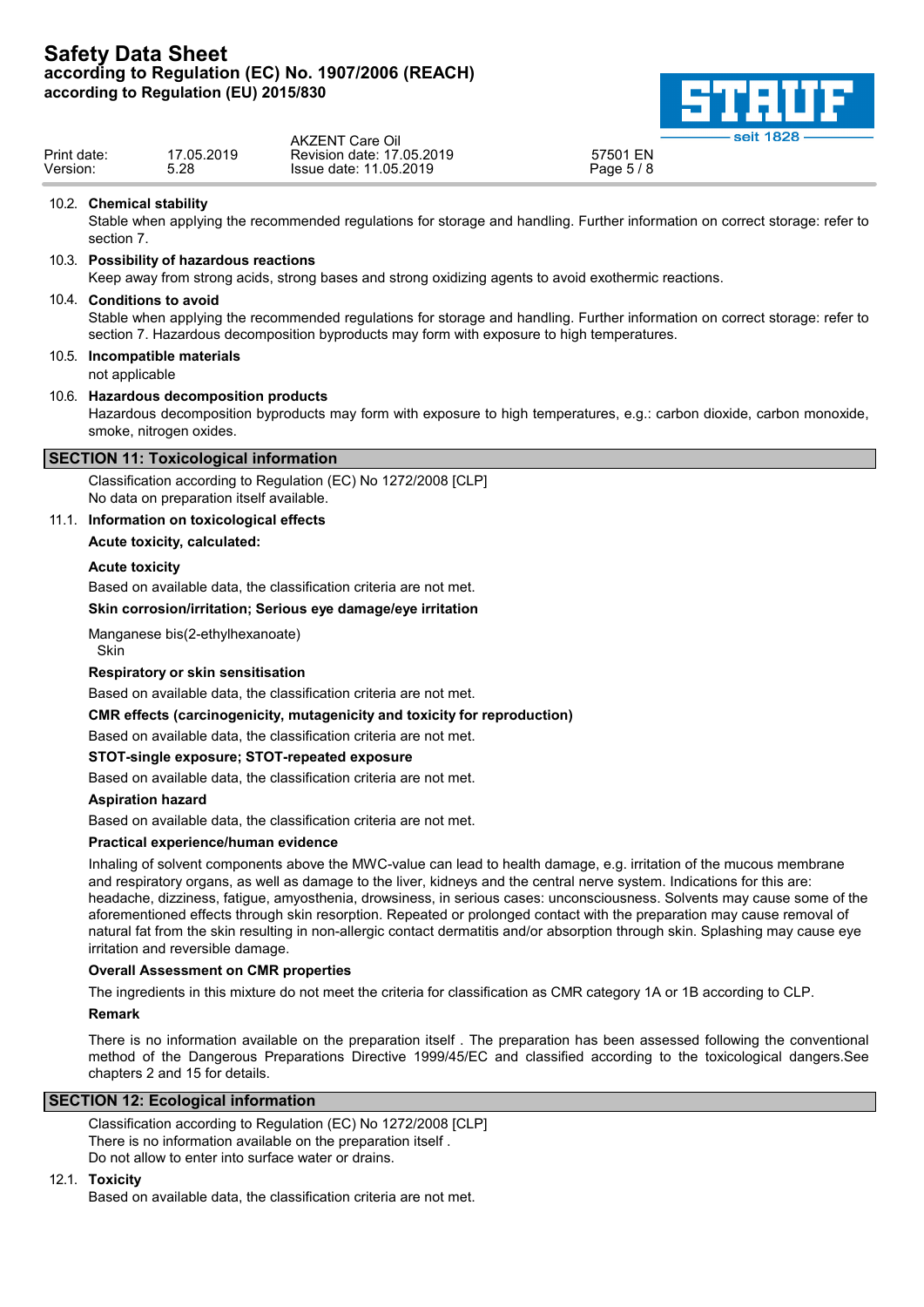### 10.2. Chemical stability

Stable when applying the recommended regulations for storage and handling. Further information on correct storage: refer to section 7.

### 10.3. Possibility of hazardous reactions

Keep away from strong acids, strong bases and strong oxidizing agents to avoid exothermic reactions.

### 10.4. Conditions to avoid

Stable when applying the recommended regulations for storage and handling. Further information on correct storage: refer to section 7. Hazardous decomposition byproducts may form with exposure to high temperatures.

### 10.5. Incompatible materials

not applicable

### 10.6. Hazardous decomposition products

Hazardous decomposition byproducts may form with exposure to high temperatures, e.g.: carbon dioxide, carbon monoxide, smoke, nitrogen oxides.

## SECTION 11: Toxicological information

Classification according to Regulation (EC) No 1272/2008 [CLP]
No data on preparation itself available.

### 11.1. Information on toxicological effects

**Acute toxicity, calculated:**

**Acute toxicity**

Based on available data, the classification criteria are not met.

**Skin corrosion/irritation; Serious eye damage/eye irritation**

Manganese bis(2-ethylhexanoate)
Skin

**Respiratory or skin sensitisation**

Based on available data, the classification criteria are not met.

**CMR effects (carcinogenicity, mutagenicity and toxicity for reproduction)**

Based on available data, the classification criteria are not met.

**STOT-single exposure; STOT-repeated exposure**

Based on available data, the classification criteria are not met.

**Aspiration hazard**

Based on available data, the classification criteria are not met.

**Practical experience/human evidence**

Inhaling of solvent components above the MWC-value can lead to health damage, e.g. irritation of the mucous membrane and respiratory organs, as well as damage to the liver, kidneys and the central nerve system. Indications for this are: headache, dizziness, fatigue, amyosthenia, drowsiness, in serious cases: unconsciousness. Solvents may cause some of the aforementioned effects through skin resorption. Repeated or prolonged contact with the preparation may cause removal of natural fat from the skin resulting in non-allergic contact dermatitis and/or absorption through skin. Splashing may cause eye irritation and reversible damage.

**Overall Assessment on CMR properties**

The ingredients in this mixture do not meet the criteria for classification as CMR category 1A or 1B according to CLP.

**Remark**

There is no information available on the preparation itself . The preparation has been assessed following the conventional method of the Dangerous Preparations Directive 1999/45/EC and classified according to the toxicological dangers.See chapters 2 and 15 for details.

## SECTION 12: Ecological information

Classification according to Regulation (EC) No 1272/2008 [CLP]
There is no information available on the preparation itself .
Do not allow to enter into surface water or drains.

### 12.1. Toxicity

Based on available data, the classification criteria are not met.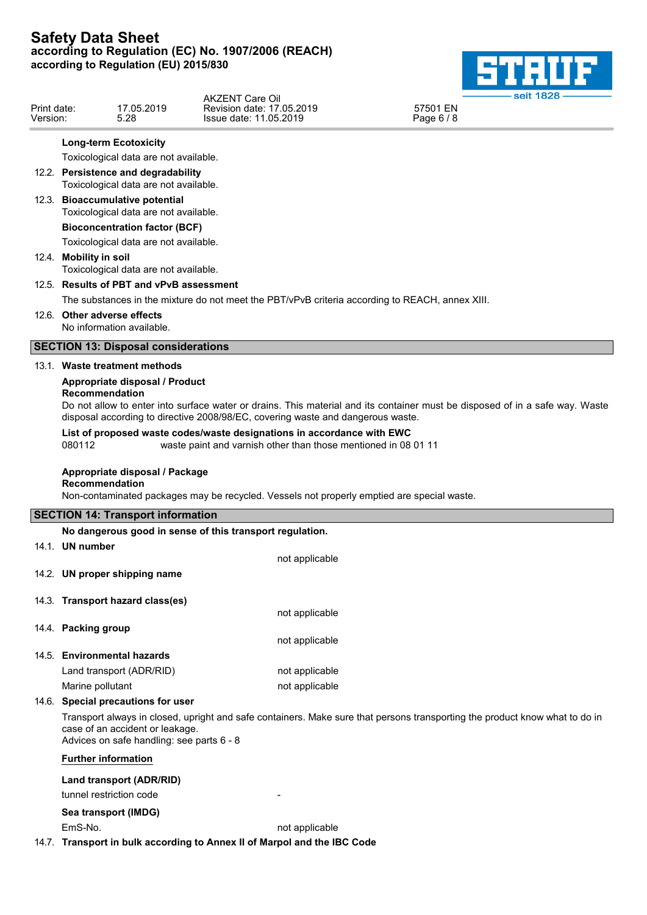**Long-term Ecotoxicity**

Toxicological data are not available.

12.2. **Persistence and degradability**

Toxicological data are not available.

12.3. **Bioaccumulative potential**

Toxicological data are not available.

**Bioconcentration factor (BCF)**

Toxicological data are not available.

12.4. **Mobility in soil**

Toxicological data are not available.

12.5. **Results of PBT and vPvB assessment**

The substances in the mixture do not meet the PBT/vPvB criteria according to REACH, annex XIII.

12.6. **Other adverse effects**

No information available.

## SECTION 13: Disposal considerations

13.1. **Waste treatment methods**

**Appropriate disposal / Product**

**Recommendation**

Do not allow to enter into surface water or drains. This material and its container must be disposed of in a safe way. Waste disposal according to directive 2008/98/EC, covering waste and dangerous waste.

**List of proposed waste codes/waste designations in accordance with EWC**

| | |
|---|---|
| 080112 | waste paint and varnish other than those mentioned in 08 01 11 |

**Appropriate disposal / Package**

**Recommendation**

Non-contaminated packages may be recycled. Vessels not properly emptied are special waste.

## SECTION 14: Transport information

**No dangerous good in sense of this transport regulation.**

14.1. **UN number**

not applicable

14.2. **UN proper shipping name**

14.3. **Transport hazard class(es)**

not applicable

14.4. **Packing group**

not applicable

14.5. **Environmental hazards**

| | |
|---|---|
| Land transport (ADR/RID) | not applicable |
| Marine pollutant | not applicable |

14.6. **Special precautions for user**

Transport always in closed, upright and safe containers. Make sure that persons transporting the product know what to do in case of an accident or leakage.
Advices on safe handling: see parts 6 - 8

**Further information**

**Land transport (ADR/RID)**

| | |
|---|---|
| tunnel restriction code | - |

**Sea transport (IMDG)**

| | |
|---|---|
| EmS-No. | not applicable |

14.7. **Transport in bulk according to Annex II of Marpol and the IBC Code**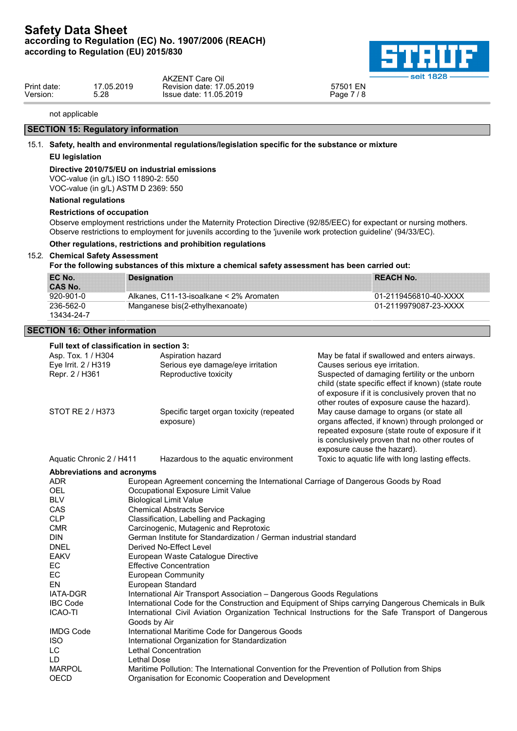not applicable

## SECTION 15: Regulatory information

### 15.1. Safety, health and environmental regulations/legislation specific for the substance or mixture

**EU legislation**

**Directive 2010/75/EU on industrial emissions**

VOC-value (in g/L) ISO 11890-2: 550
VOC-value (in g/L) ASTM D 2369: 550

**National regulations**

**Restrictions of occupation**

Observe employment restrictions under the Maternity Protection Directive (92/85/EEC) for expectant or nursing mothers. Observe restrictions to employment for juvenils according to the 'juvenile work protection guideline' (94/33/EC).

**Other regulations, restrictions and prohibition regulations**

### 15.2. Chemical Safety Assessment

**For the following substances of this mixture a chemical safety assessment has been carried out:**

| EC No. CAS No. | Designation | REACH No. |
|---|---|---|
| 920-901-0 | Alkanes, C11-13-isoalkane < 2% Aromaten | 01-2119456810-40-XXXX |
| 236-562-0 13434-24-7 | Manganese bis(2-ethylhexanoate) | 01-2119979087-23-XXXX |

## SECTION 16: Other information

**Full text of classification in section 3:**

| | | |
|---|---|---|
| Asp. Tox. 1 / H304 | Aspiration hazard | May be fatal if swallowed and enters airways. |
| Eye Irrit. 2 / H319 | Serious eye damage/eye irritation | Causes serious eye irritation. |
| Repr. 2 / H361 | Reproductive toxicity | Suspected of damaging fertility or the unborn child (state specific effect if known) (state route of exposure if it is conclusively proven that no other routes of exposure cause the hazard). |
| STOT RE 2 / H373 | Specific target organ toxicity (repeated exposure) | May cause damage to organs (or state all organs affected, if known) through prolonged or repeated exposure (state route of exposure if it is conclusively proven that no other routes of exposure cause the hazard). |
| Aquatic Chronic 2 / H411 | Hazardous to the aquatic environment | Toxic to aquatic life with long lasting effects. |

**Abbreviations and acronyms**

| | |
|---|---|
| ADR | European Agreement concerning the International Carriage of Dangerous Goods by Road |
| OEL | Occupational Exposure Limit Value |
| BLV | Biological Limit Value |
| CAS | Chemical Abstracts Service |
| CLP | Classification, Labelling and Packaging |
| CMR | Carcinogenic, Mutagenic and Reprotoxic |
| DIN | German Institute for Standardization / German industrial standard |
| DNEL | Derived No-Effect Level |
| EAKV | European Waste Catalogue Directive |
| EC | Effective Concentration |
| EC | European Community |
| EN | European Standard |
| IATA-DGR | International Air Transport Association – Dangerous Goods Regulations |
| IBC Code | International Code for the Construction and Equipment of Ships carrying Dangerous Chemicals in Bulk |
| ICAO-TI | International Civil Aviation Organization Technical Instructions for the Safe Transport of Dangerous Goods by Air |
| IMDG Code | International Maritime Code for Dangerous Goods |
| ISO | International Organization for Standardization |
| LC | Lethal Concentration |
| LD | Lethal Dose |
| MARPOL | Maritime Pollution: The International Convention for the Prevention of Pollution from Ships |
| OECD | Organisation for Economic Cooperation and Development |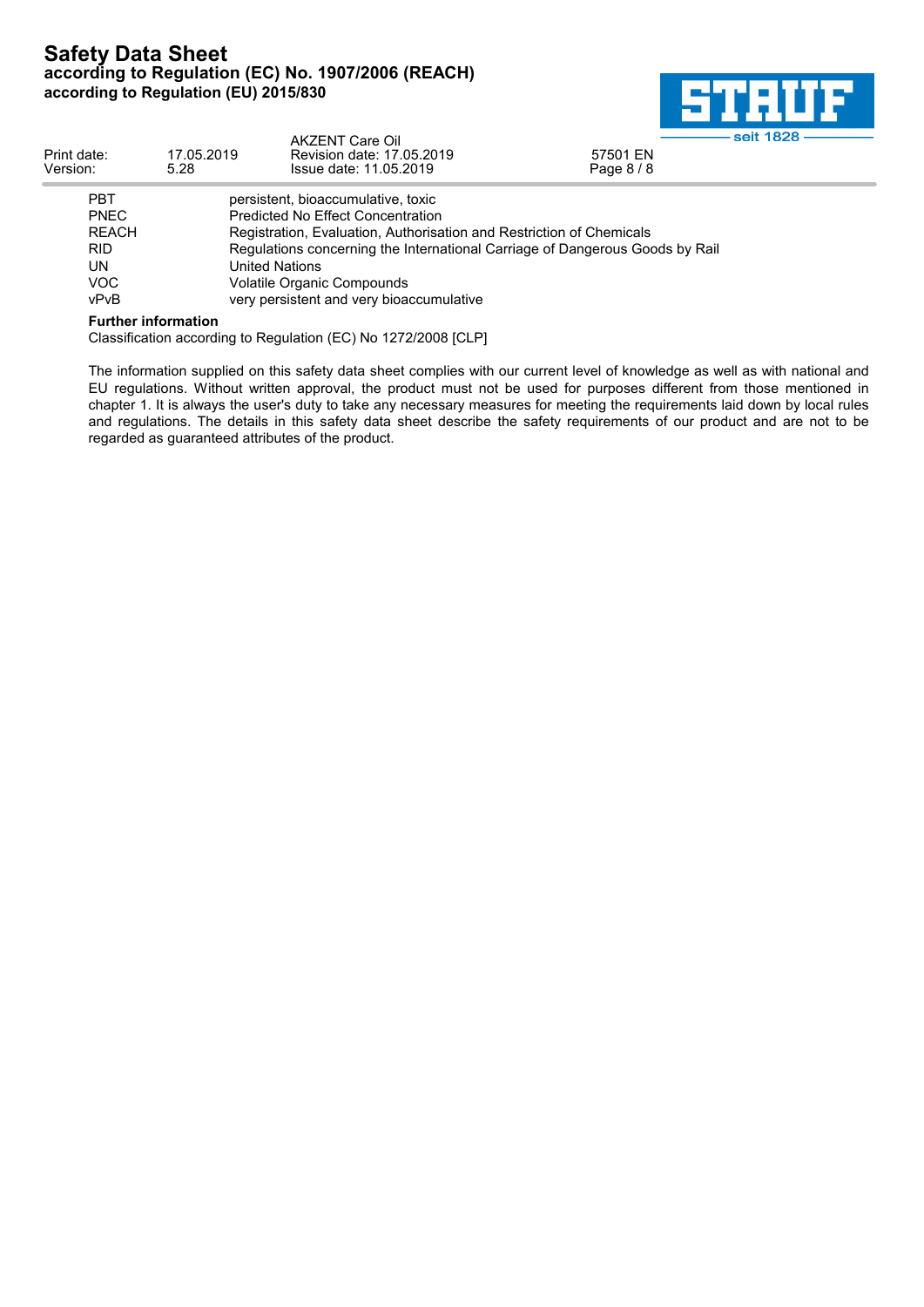| | |
|---|---|
| PBT | persistent, bioaccumulative, toxic |
| PNEC | Predicted No Effect Concentration |
| REACH | Registration, Evaluation, Authorisation and Restriction of Chemicals |
| RID | Regulations concerning the International Carriage of Dangerous Goods by Rail |
| UN | United Nations |
| VOC | Volatile Organic Compounds |
| vPvB | very persistent and very bioaccumulative |

**Further information**

Classification according to Regulation (EC) No 1272/2008 [CLP]

The information supplied on this safety data sheet complies with our current level of knowledge as well as with national and EU regulations. Without written approval, the product must not be used for purposes different from those mentioned in chapter 1. It is always the user's duty to take any necessary measures for meeting the requirements laid down by local rules and regulations. The details in this safety data sheet describe the safety requirements of our product and are not to be regarded as guaranteed attributes of the product.